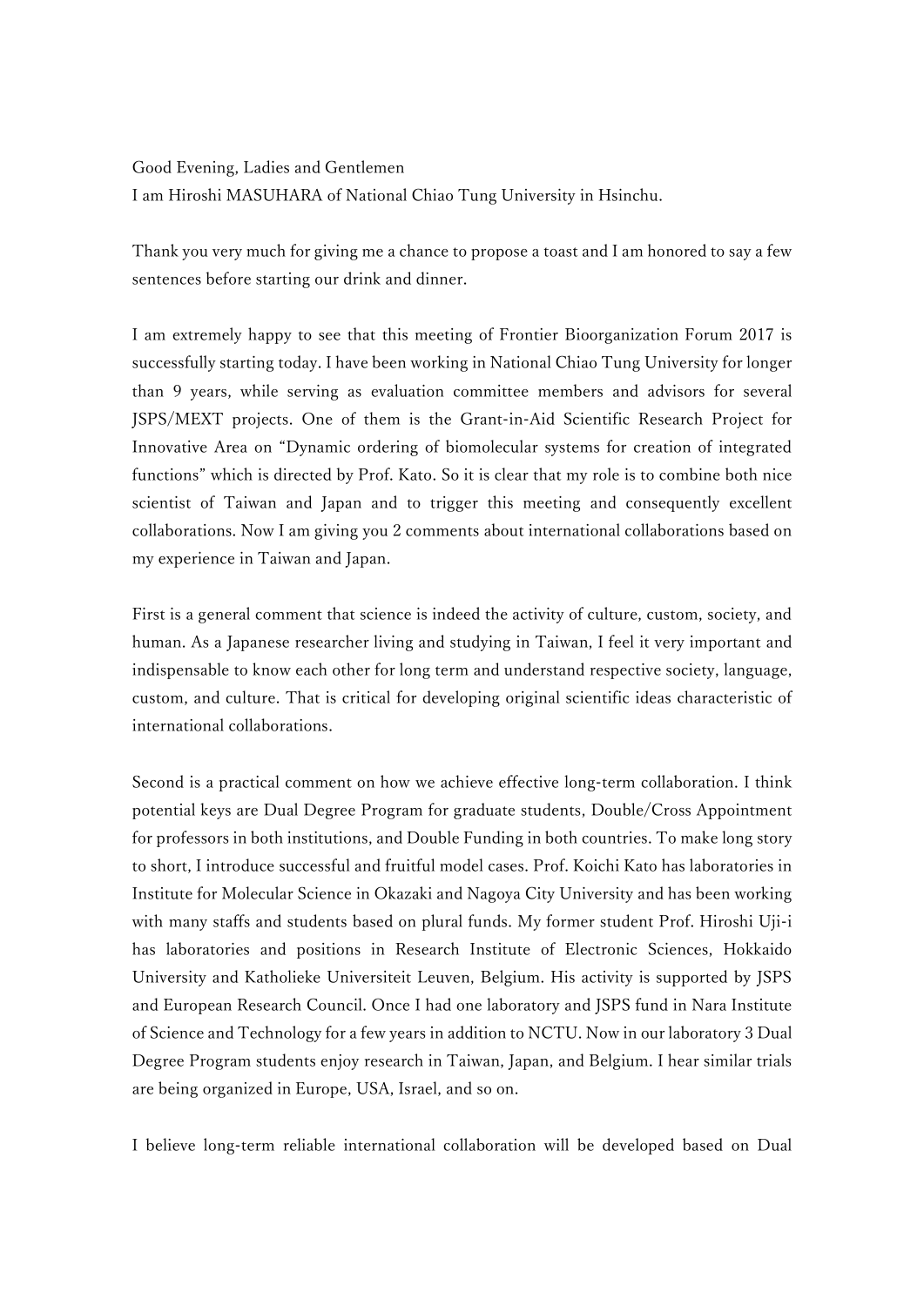Good Evening, Ladies and Gentlemen
I am Hiroshi MASUHARA of National Chiao Tung University in Hsinchu.

Thank you very much for giving me a chance to propose a toast and I am honored to say a few sentences before starting our drink and dinner.

I am extremely happy to see that this meeting of Frontier Bioorganization Forum 2017 is successfully starting today. I have been working in National Chiao Tung University for longer than 9 years, while serving as evaluation committee members and advisors for several JSPS/MEXT projects. One of them is the Grant-in-Aid Scientific Research Project for Innovative Area on "Dynamic ordering of biomolecular systems for creation of integrated functions" which is directed by Prof. Kato. So it is clear that my role is to combine both nice scientist of Taiwan and Japan and to trigger this meeting and consequently excellent collaborations. Now I am giving you 2 comments about international collaborations based on my experience in Taiwan and Japan.

First is a general comment that science is indeed the activity of culture, custom, society, and human. As a Japanese researcher living and studying in Taiwan, I feel it very important and indispensable to know each other for long term and understand respective society, language, custom, and culture. That is critical for developing original scientific ideas characteristic of international collaborations.

Second is a practical comment on how we achieve effective long-term collaboration. I think potential keys are Dual Degree Program for graduate students, Double/Cross Appointment for professors in both institutions, and Double Funding in both countries. To make long story to short, I introduce successful and fruitful model cases. Prof. Koichi Kato has laboratories in Institute for Molecular Science in Okazaki and Nagoya City University and has been working with many staffs and students based on plural funds. My former student Prof. Hiroshi Uji-i has laboratories and positions in Research Institute of Electronic Sciences, Hokkaido University and Katholieke Universiteit Leuven, Belgium. His activity is supported by JSPS and European Research Council. Once I had one laboratory and JSPS fund in Nara Institute of Science and Technology for a few years in addition to NCTU. Now in our laboratory 3 Dual Degree Program students enjoy research in Taiwan, Japan, and Belgium. I hear similar trials are being organized in Europe, USA, Israel, and so on.

I believe long-term reliable international collaboration will be developed based on Dual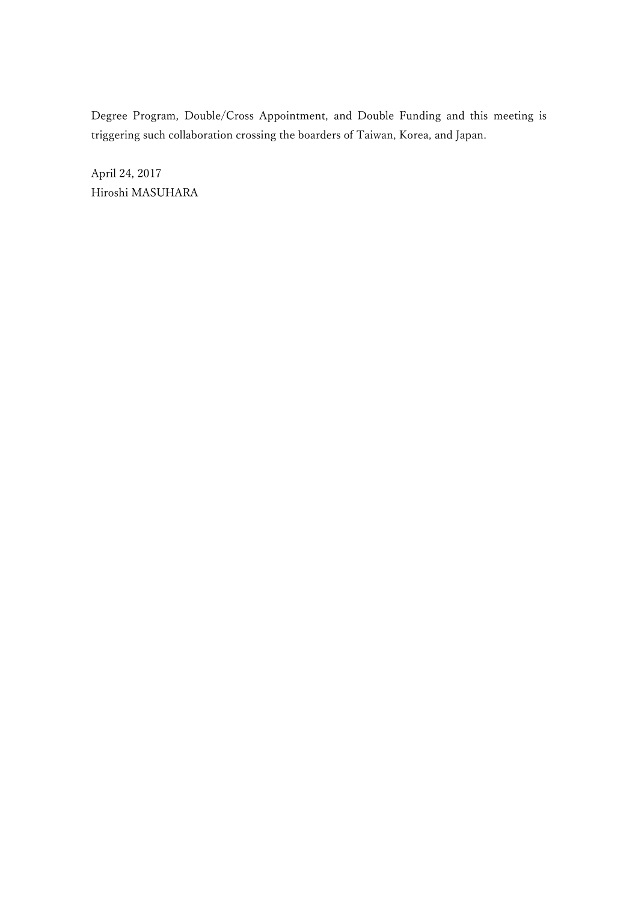Degree Program, Double/Cross Appointment, and Double Funding and this meeting is triggering such collaboration crossing the boarders of Taiwan, Korea, and Japan.

April 24, 2017
Hiroshi MASUHARA